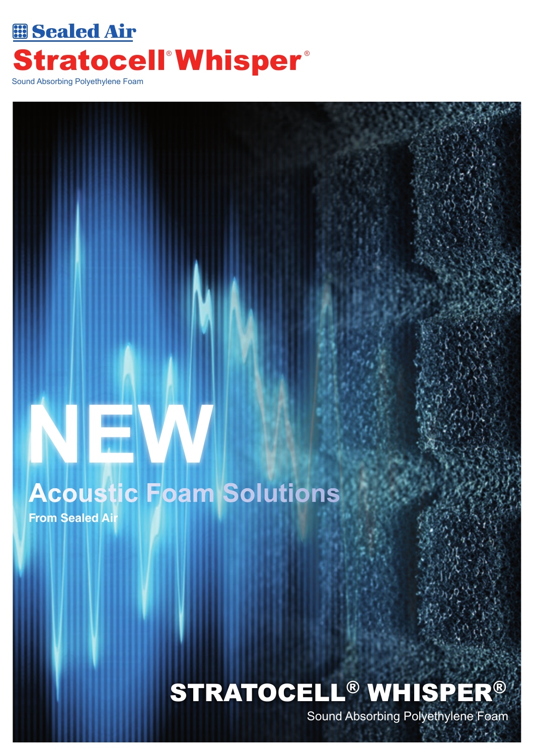Sealed Air

# Stratocell® Whisper®

Sound Absorbing Polyethylene Foam

# NEW

## Acoustic Foam Solutions

**From Sealed Air**

**STRATOCELL® WHISPER®**

Sound Absorbing Polyethylene Foam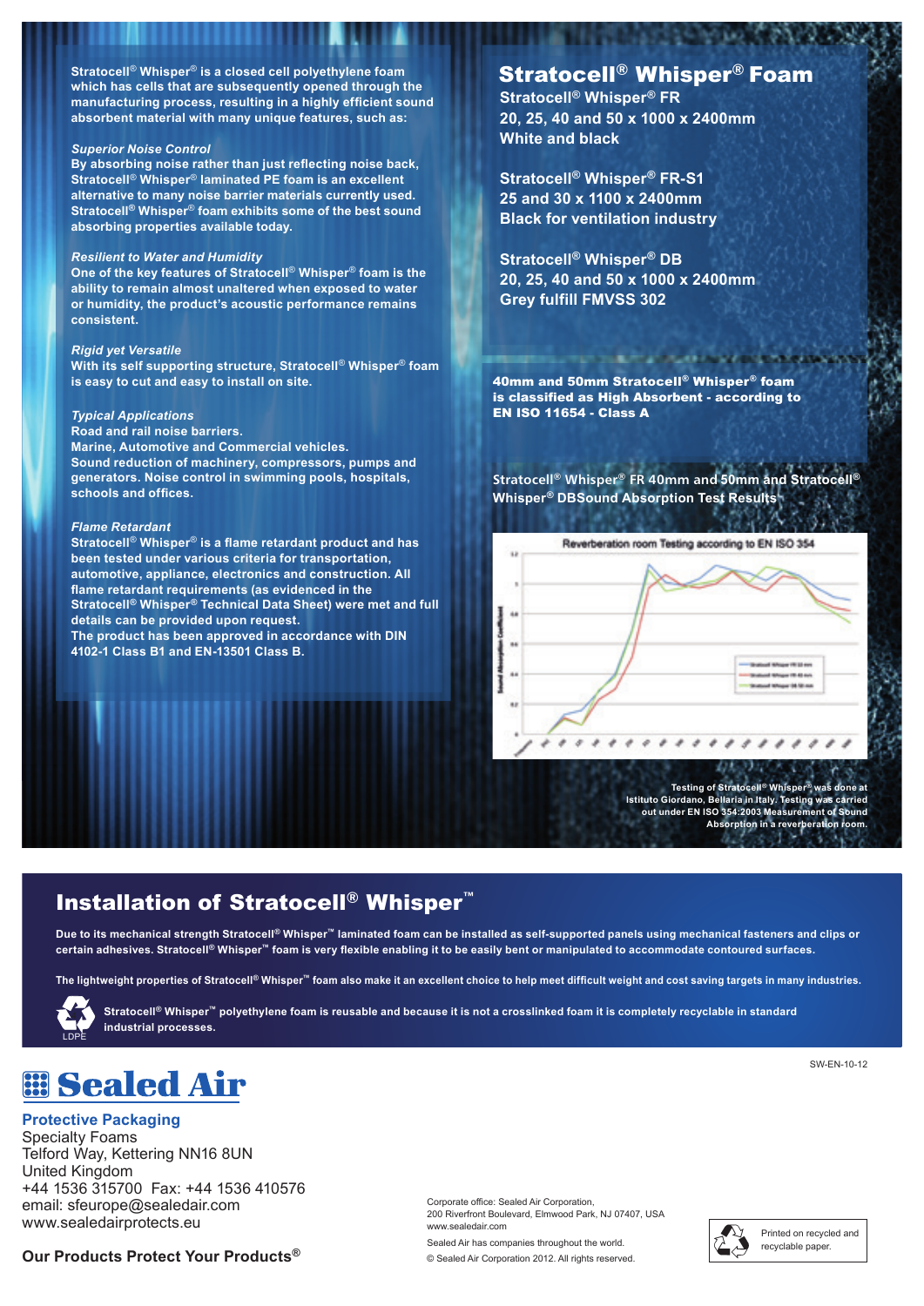Stratocell® Whisper® is a closed cell polyethylene foam which has cells that are subsequently opened through the manufacturing process, resulting in a highly efficient sound absorbent material with many unique features, such as:

*Superior Noise Control*
By absorbing noise rather than just reflecting noise back, Stratocell® Whisper® laminated PE foam is an excellent alternative to many noise barrier materials currently used. Stratocell® Whisper® foam exhibits some of the best sound absorbing properties available today.

*Resilient to Water and Humidity*
One of the key features of Stratocell® Whisper® foam is the ability to remain almost unaltered when exposed to water or humidity, the product's acoustic performance remains consistent.

*Rigid yet Versatile*
With its self supporting structure, Stratocell® Whisper® foam is easy to cut and easy to install on site.

*Typical Applications*
Road and rail noise barriers.
Marine, Automotive and Commercial vehicles.
Sound reduction of machinery, compressors, pumps and generators. Noise control in swimming pools, hospitals, schools and offices.

*Flame Retardant*
Stratocell® Whisper® is a flame retardant product and has been tested under various criteria for transportation, automotive, appliance, electronics and construction. All flame retardant requirements (as evidenced in the Stratocell® Whisper® Technical Data Sheet) were met and full details can be provided upon request.
The product has been approved in accordance with DIN 4102-1 Class B1 and EN-13501 Class B.

## Stratocell® Whisper® Foam

**Stratocell® Whisper® FR**
20, 25, 40 and 50 x 1000 x 2400mm
White and black

**Stratocell® Whisper® FR-S1**
25 and 30 x 1100 x 2400mm
Black for ventilation industry

**Stratocell® Whisper® DB**
20, 25, 40 and 50 x 1000 x 2400mm
Grey fulfill FMVSS 302

**40mm and 50mm Stratocell® Whisper® foam is classified as High Absorbent - according to EN ISO 11654 - Class A**

Stratocell® Whisper® FR 40mm and 50mm and Stratocell® Whisper® DBSound Absorption Test Results

Reverberation room Testing according to EN ISO 354

Sound Absorption Coefficient

Testing of Stratocell® Whisper® was done at Istituto Giordano, Bellaria in Italy. Testing was carried out under EN ISO 354:2003 Measurement of Sound Absorption in a reverberation room.

## Installation of Stratocell® Whisper™

Due to its mechanical strength Stratocell® Whisper™ laminated foam can be installed as self-supported panels using mechanical fasteners and clips or certain adhesives. Stratocell® Whisper™ foam is very flexible enabling it to be easily bent or manipulated to accommodate contoured surfaces.

The lightweight properties of Stratocell® Whisper™ foam also make it an excellent choice to help meet difficult weight and cost saving targets in many industries.

LDPE

Stratocell® Whisper™ polyethylene foam is reusable and because it is not a crosslinked foam it is completely recyclable in standard industrial processes.

SW-EN-10-12

**Sealed Air**

**Protective Packaging**
Specialty Foams
Telford Way, Kettering NN16 8UN
United Kingdom
+44 1536 315700 Fax: +44 1536 410576
email: sfeurope@sealedair.com
www.sealedairprotects.eu

**Our Products Protect Your Products®**

Corporate office: Sealed Air Corporation,
200 Riverfront Boulevard, Elmwood Park, NJ 07407, USA
www.sealedair.com

Sealed Air has companies throughout the world.

© Sealed Air Corporation 2012. All rights reserved.

Printed on recycled and recyclable paper.